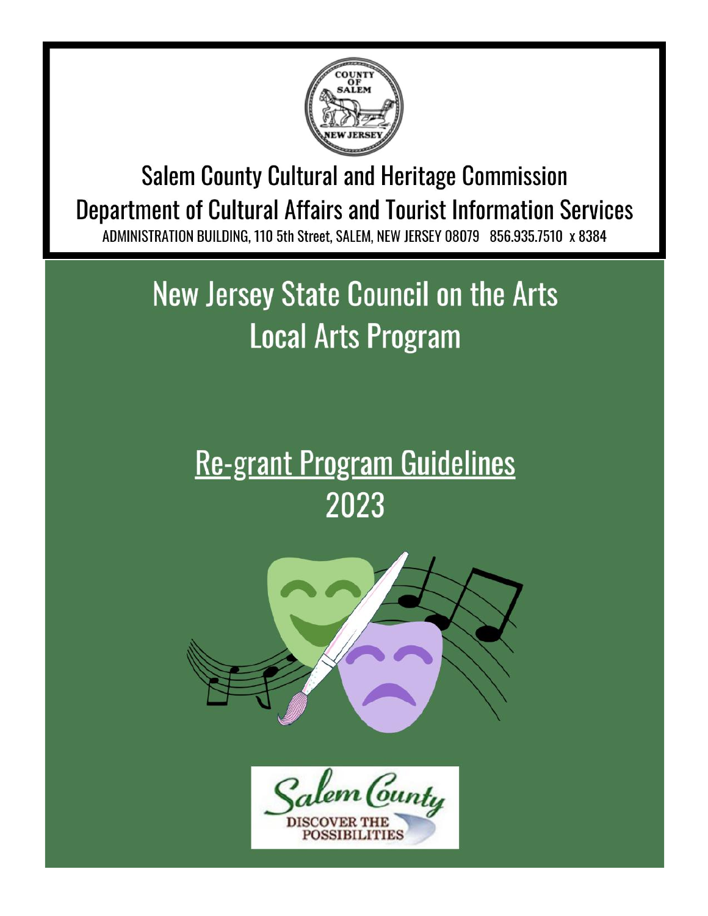Salem County Cultural and Heritage Commission

Department of Cultural Affairs and Tourist Information Services

ADMINISTRATION BUILDING, 110 5th Street, SALEM, NEW JERSEY 08079 856.935.7510 x 8384

# New Jersey State Council on the Arts Local Arts Program

## Re-grant Program Guidelines 2023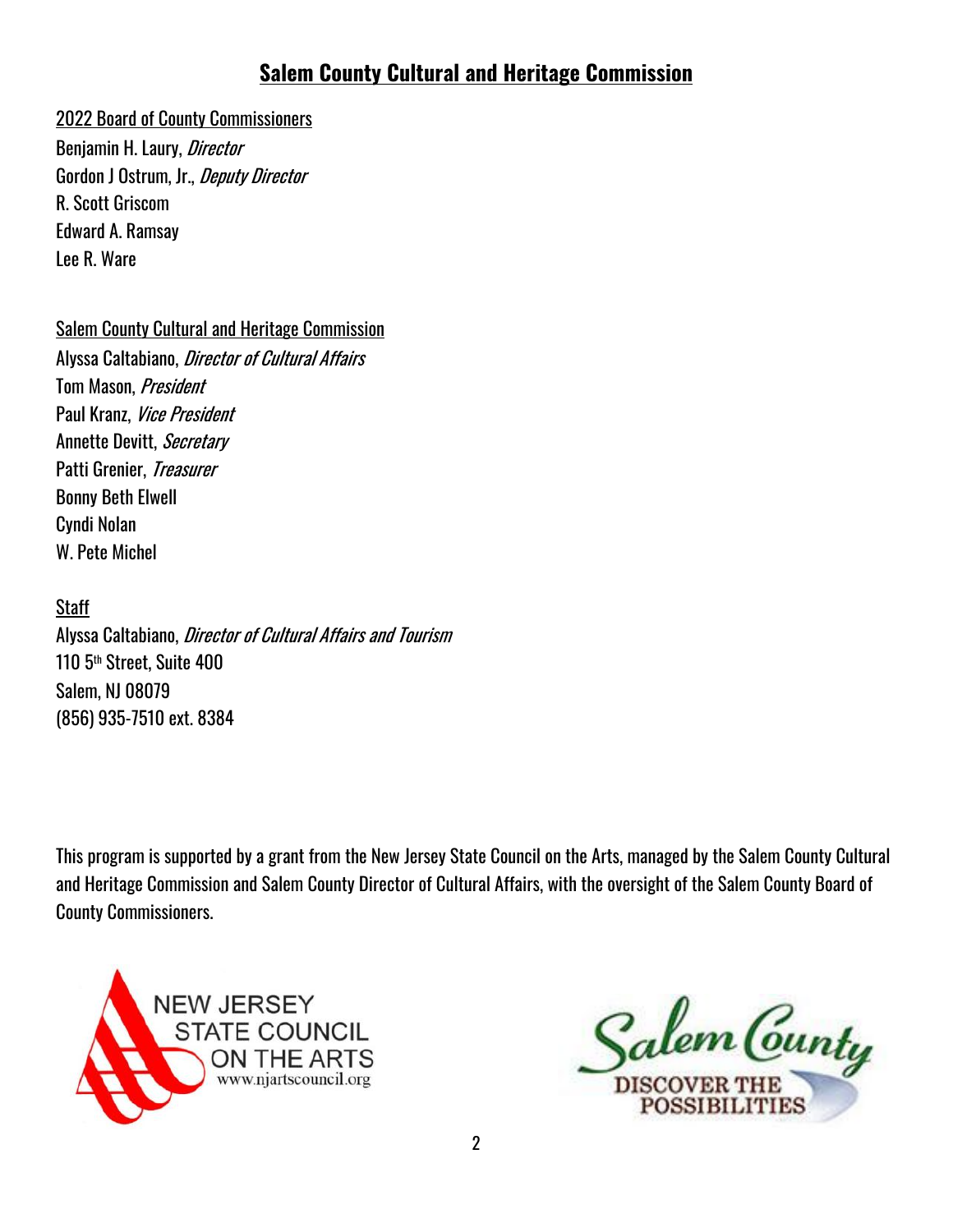# Salem County Cultural and Heritage Commission

2022 Board of County Commissioners
Benjamin H. Laury, *Director*
Gordon J Ostrum, Jr., *Deputy Director*
R. Scott Griscom
Edward A. Ramsay
Lee R. Ware

Salem County Cultural and Heritage Commission
Alyssa Caltabiano, *Director of Cultural Affairs*
Tom Mason, *President*
Paul Kranz, *Vice President*
Annette Devitt, *Secretary*
Patti Grenier, *Treasurer*
Bonny Beth Elwell
Cyndi Nolan
W. Pete Michel

Staff
Alyssa Caltabiano, *Director of Cultural Affairs and Tourism*
110 5th Street, Suite 400
Salem, NJ 08079
(856) 935-7510 ext. 8384

This program is supported by a grant from the New Jersey State Council on the Arts, managed by the Salem County Cultural and Heritage Commission and Salem County Director of Cultural Affairs, with the oversight of the Salem County Board of County Commissioners.

NEW JERSEY STATE COUNCIL ON THE ARTS
www.njartscouncil.org

Salem County
DISCOVER THE POSSIBILITIES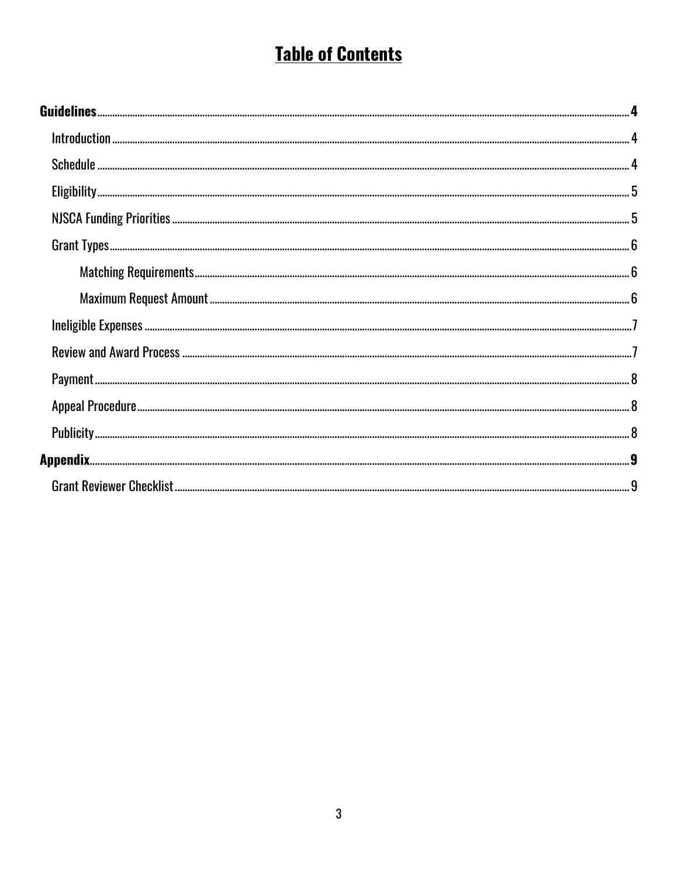# Table of Contents

**Guidelines** ..... **4**

- Introduction ..... 4
- Schedule ..... 4
- Eligibility ..... 5
- NJSCA Funding Priorities ..... 5
- Grant Types ..... 6
  - Matching Requirements ..... 6
  - Maximum Request Amount ..... 6
- Ineligible Expenses ..... 7
- Review and Award Process ..... 7
- Payment ..... 8
- Appeal Procedure ..... 8
- Publicity ..... 8

**Appendix** ..... **9**

- Grant Reviewer Checklist ..... 9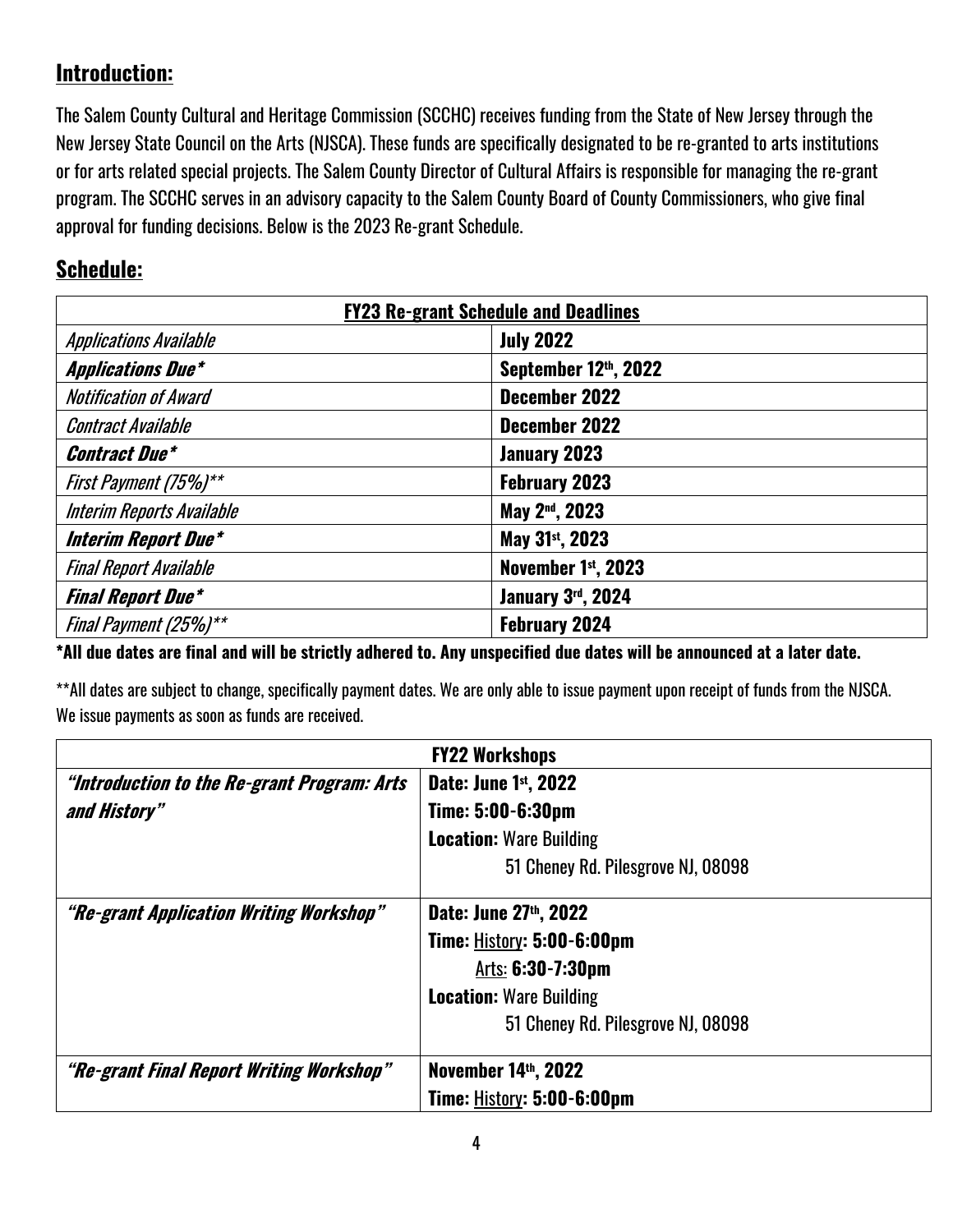## Introduction:

The Salem County Cultural and Heritage Commission (SCCHC) receives funding from the State of New Jersey through the New Jersey State Council on the Arts (NJSCA). These funds are specifically designated to be re-granted to arts institutions or for arts related special projects. The Salem County Director of Cultural Affairs is responsible for managing the re-grant program. The SCCHC serves in an advisory capacity to the Salem County Board of County Commissioners, who give final approval for funding decisions. Below is the 2023 Re-grant Schedule.

## Schedule:

| **FY23 Re-grant Schedule and Deadlines** | |
|---|---|
| *Applications Available* | **July 2022** |
| ***Applications Due**** | **September 12th, 2022** |
| *Notification of Award* | **December 2022** |
| *Contract Available* | **December 2022** |
| ***Contract Due**** | **January 2023** |
| *First Payment (75%)*** | **February 2023** |
| *Interim Reports Available* | **May 2nd, 2023** |
| ***Interim Report Due**** | **May 31st, 2023** |
| *Final Report Available* | **November 1st, 2023** |
| ***Final Report Due**** | **January 3rd, 2024** |
| *Final Payment (25%)*** | **February 2024** |

**\*All due dates are final and will be strictly adhered to. Any unspecified due dates will be announced at a later date.**

\*\*All dates are subject to change, specifically payment dates. We are only able to issue payment upon receipt of funds from the NJSCA. We issue payments as soon as funds are received.

| **FY22 Workshops** | |
|---|---|
| ***"Introduction to the Re-grant Program: Arts and History"*** | **Date: June 1st, 2022**<br>**Time: 5:00-6:30pm**<br>**Location:** Ware Building<br>51 Cheney Rd. Pilesgrove NJ, 08098 |
| ***"Re-grant Application Writing Workshop"*** | **Date: June 27th, 2022**<br>**Time:** History**: 5:00-6:00pm**<br>Arts: **6:30-7:30pm**<br>**Location:** Ware Building<br>51 Cheney Rd. Pilesgrove NJ, 08098 |
| ***"Re-grant Final Report Writing Workshop"*** | **November 14th, 2022**<br>**Time:** History**: 5:00-6:00pm** |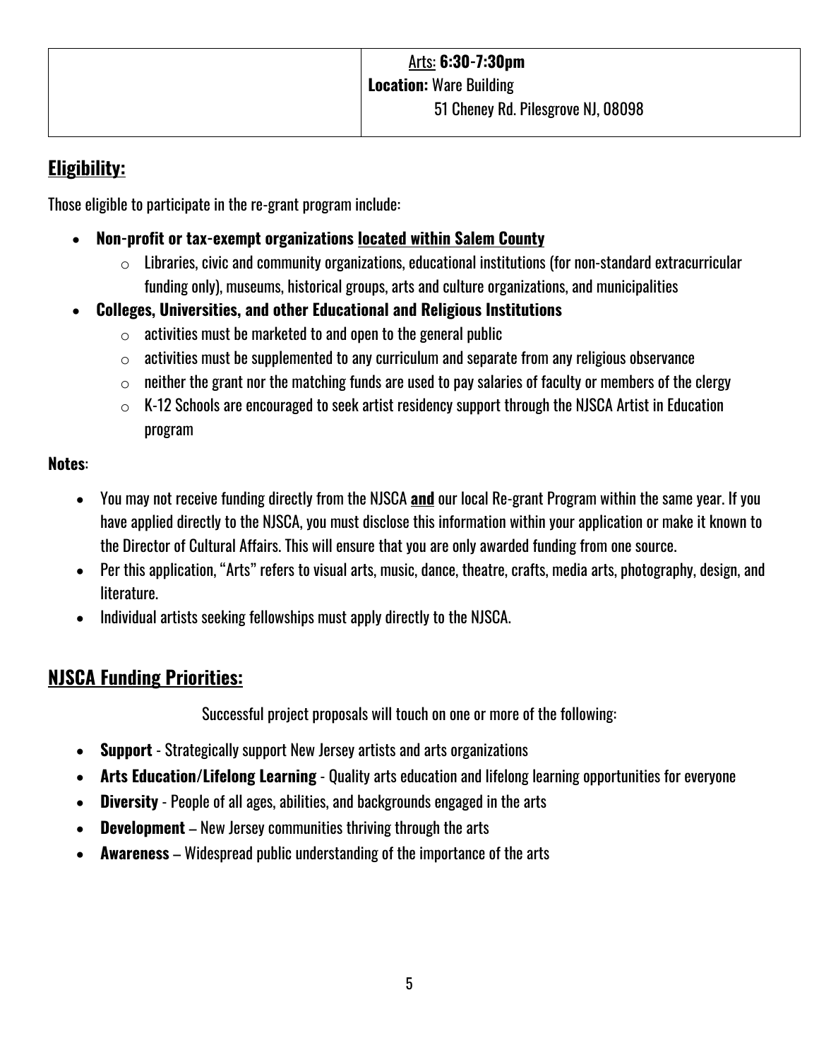| | Arts: **6:30-7:30pm**<br>**Location:** Ware Building<br>51 Cheney Rd. Pilesgrove NJ, 08098 |
|---|---|

## Eligibility:

Those eligible to participate in the re-grant program include:

- **Non-profit or tax-exempt organizations located within Salem County**
  - Libraries, civic and community organizations, educational institutions (for non-standard extracurricular funding only), museums, historical groups, arts and culture organizations, and municipalities
- **Colleges, Universities, and other Educational and Religious Institutions**
  - activities must be marketed to and open to the general public
  - activities must be supplemented to any curriculum and separate from any religious observance
  - neither the grant nor the matching funds are used to pay salaries of faculty or members of the clergy
  - K-12 Schools are encouraged to seek artist residency support through the NJSCA Artist in Education program

**Notes**:

- You may not receive funding directly from the NJSCA **and** our local Re-grant Program within the same year. If you have applied directly to the NJSCA, you must disclose this information within your application or make it known to the Director of Cultural Affairs. This will ensure that you are only awarded funding from one source.
- Per this application, "Arts" refers to visual arts, music, dance, theatre, crafts, media arts, photography, design, and literature.
- Individual artists seeking fellowships must apply directly to the NJSCA.

## NJSCA Funding Priorities:

Successful project proposals will touch on one or more of the following:

- **Support** - Strategically support New Jersey artists and arts organizations
- **Arts Education/Lifelong Learning** - Quality arts education and lifelong learning opportunities for everyone
- **Diversity** - People of all ages, abilities, and backgrounds engaged in the arts
- **Development** – New Jersey communities thriving through the arts
- **Awareness** – Widespread public understanding of the importance of the arts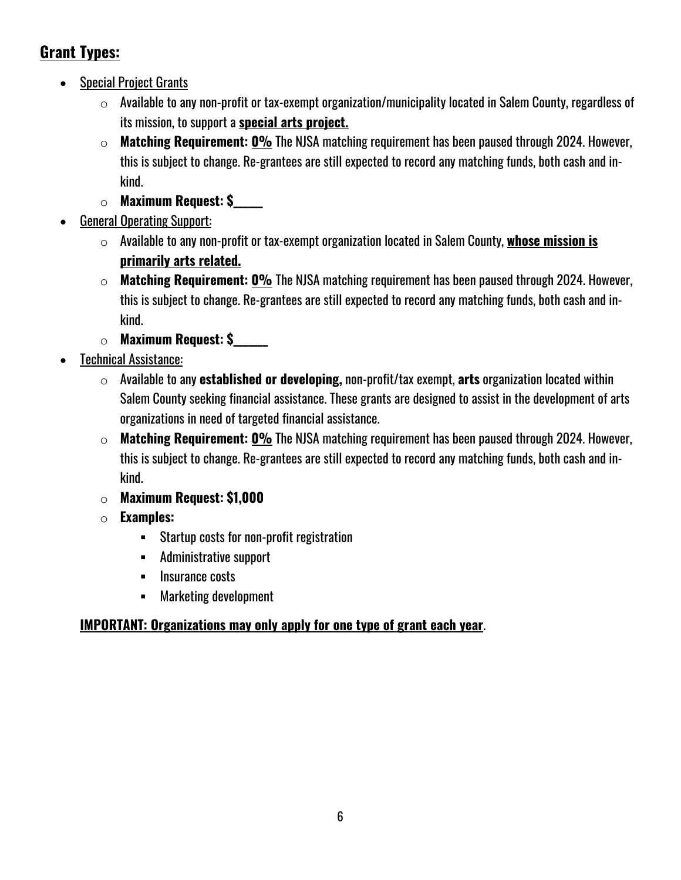## Grant Types:

- Special Project Grants
  - Available to any non-profit or tax-exempt organization/municipality located in Salem County, regardless of its mission, to support a **special arts project.**
  - **Matching Requirement: 0%** The NJSA matching requirement has been paused through 2024. However, this is subject to change. Re-grantees are still expected to record any matching funds, both cash and in-kind.
  - **Maximum Request: $____**
- General Operating Support:
  - Available to any non-profit or tax-exempt organization located in Salem County, **whose mission is primarily arts related.**
  - **Matching Requirement: 0%** The NJSA matching requirement has been paused through 2024. However, this is subject to change. Re-grantees are still expected to record any matching funds, both cash and in-kind.
  - **Maximum Request: $_____**
- Technical Assistance:
  - Available to any **established or developing,** non-profit/tax exempt, **arts** organization located within Salem County seeking financial assistance. These grants are designed to assist in the development of arts organizations in need of targeted financial assistance.
  - **Matching Requirement: 0%** The NJSA matching requirement has been paused through 2024. However, this is subject to change. Re-grantees are still expected to record any matching funds, both cash and in-kind.
  - **Maximum Request: $1,000**
  - **Examples:**
    - Startup costs for non-profit registration
    - Administrative support
    - Insurance costs
    - Marketing development

**IMPORTANT: Organizations may only apply for one type of grant each year**.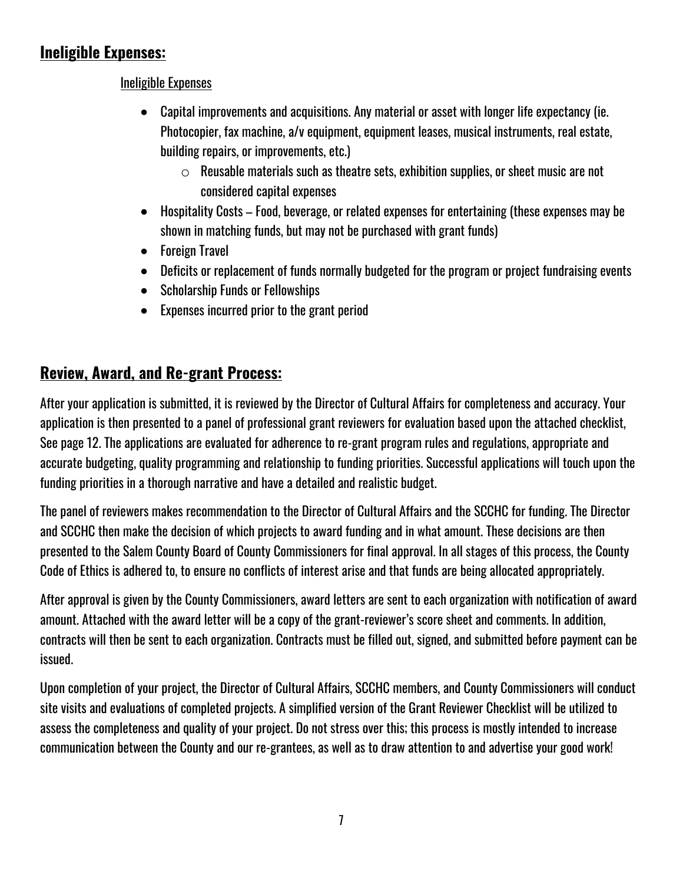## Ineligible Expenses:

Ineligible Expenses

- Capital improvements and acquisitions. Any material or asset with longer life expectancy (ie. Photocopier, fax machine, a/v equipment, equipment leases, musical instruments, real estate, building repairs, or improvements, etc.)
  - Reusable materials such as theatre sets, exhibition supplies, or sheet music are not considered capital expenses
- Hospitality Costs – Food, beverage, or related expenses for entertaining (these expenses may be shown in matching funds, but may not be purchased with grant funds)
- Foreign Travel
- Deficits or replacement of funds normally budgeted for the program or project fundraising events
- Scholarship Funds or Fellowships
- Expenses incurred prior to the grant period

## Review, Award, and Re-grant Process:

After your application is submitted, it is reviewed by the Director of Cultural Affairs for completeness and accuracy. Your application is then presented to a panel of professional grant reviewers for evaluation based upon the attached checklist, See page 12. The applications are evaluated for adherence to re-grant program rules and regulations, appropriate and accurate budgeting, quality programming and relationship to funding priorities. Successful applications will touch upon the funding priorities in a thorough narrative and have a detailed and realistic budget.

The panel of reviewers makes recommendation to the Director of Cultural Affairs and the SCCHC for funding. The Director and SCCHC then make the decision of which projects to award funding and in what amount. These decisions are then presented to the Salem County Board of County Commissioners for final approval. In all stages of this process, the County Code of Ethics is adhered to, to ensure no conflicts of interest arise and that funds are being allocated appropriately.

After approval is given by the County Commissioners, award letters are sent to each organization with notification of award amount. Attached with the award letter will be a copy of the grant-reviewer's score sheet and comments. In addition, contracts will then be sent to each organization. Contracts must be filled out, signed, and submitted before payment can be issued.

Upon completion of your project, the Director of Cultural Affairs, SCCHC members, and County Commissioners will conduct site visits and evaluations of completed projects. A simplified version of the Grant Reviewer Checklist will be utilized to assess the completeness and quality of your project. Do not stress over this; this process is mostly intended to increase communication between the County and our re-grantees, as well as to draw attention to and advertise your good work!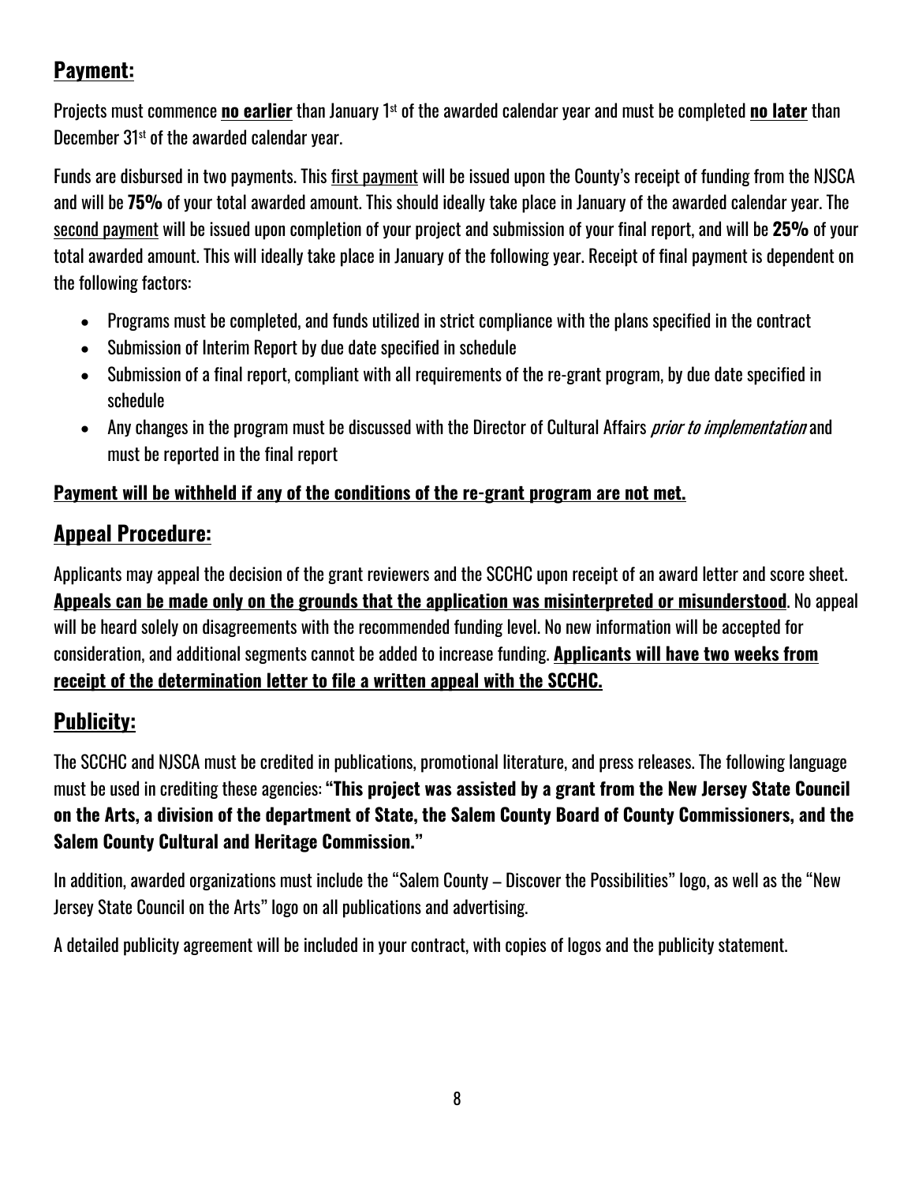## **Payment:**

Projects must commence **no earlier** than January 1st of the awarded calendar year and must be completed **no later** than December 31st of the awarded calendar year.

Funds are disbursed in two payments. This first payment will be issued upon the County's receipt of funding from the NJSCA and will be **75%** of your total awarded amount. This should ideally take place in January of the awarded calendar year. The second payment will be issued upon completion of your project and submission of your final report, and will be **25%** of your total awarded amount. This will ideally take place in January of the following year. Receipt of final payment is dependent on the following factors:

- Programs must be completed, and funds utilized in strict compliance with the plans specified in the contract
- Submission of Interim Report by due date specified in schedule
- Submission of a final report, compliant with all requirements of the re-grant program, by due date specified in schedule
- Any changes in the program must be discussed with the Director of Cultural Affairs *prior to implementation* and must be reported in the final report

**Payment will be withheld if any of the conditions of the re-grant program are not met.**

## **Appeal Procedure:**

Applicants may appeal the decision of the grant reviewers and the SCCHC upon receipt of an award letter and score sheet. **Appeals can be made only on the grounds that the application was misinterpreted or misunderstood**. No appeal will be heard solely on disagreements with the recommended funding level. No new information will be accepted for consideration, and additional segments cannot be added to increase funding. **Applicants will have two weeks from receipt of the determination letter to file a written appeal with the SCCHC.**

## **Publicity:**

The SCCHC and NJSCA must be credited in publications, promotional literature, and press releases. The following language must be used in crediting these agencies: **"This project was assisted by a grant from the New Jersey State Council on the Arts, a division of the department of State, the Salem County Board of County Commissioners, and the Salem County Cultural and Heritage Commission."**

In addition, awarded organizations must include the "Salem County – Discover the Possibilities" logo, as well as the "New Jersey State Council on the Arts" logo on all publications and advertising.

A detailed publicity agreement will be included in your contract, with copies of logos and the publicity statement.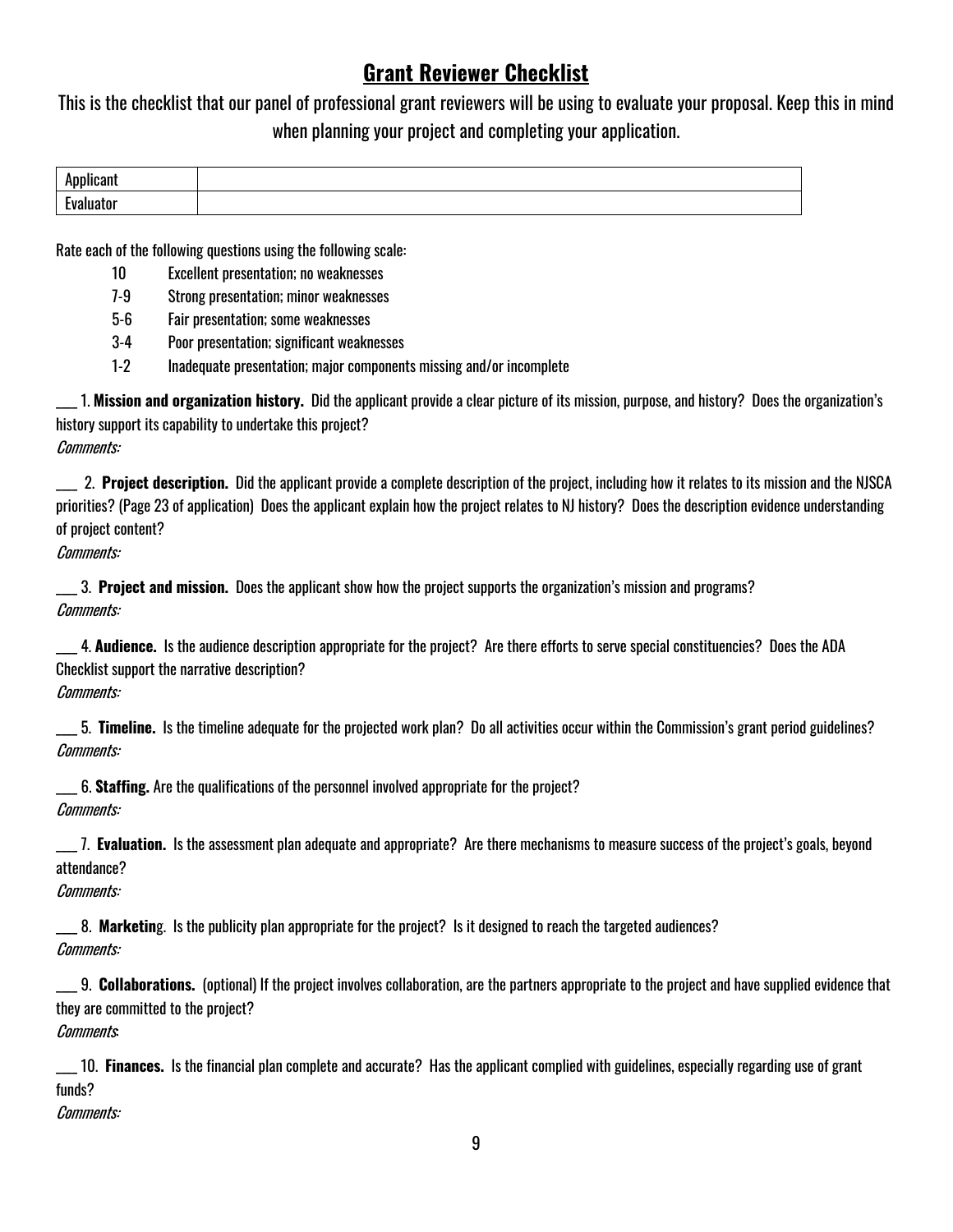# Grant Reviewer Checklist

This is the checklist that our panel of professional grant reviewers will be using to evaluate your proposal. Keep this in mind when planning your project and completing your application.

| | |
|---|---|
| Applicant | |
| Evaluator | |

Rate each of the following questions using the following scale:

- 10 Excellent presentation; no weaknesses
- 7-9 Strong presentation; minor weaknesses
- 5-6 Fair presentation; some weaknesses
- 3-4 Poor presentation; significant weaknesses
- 1-2 Inadequate presentation; major components missing and/or incomplete

___ 1. **Mission and organization history.** Did the applicant provide a clear picture of its mission, purpose, and history? Does the organization's history support its capability to undertake this project?
*Comments:*

___ 2. **Project description.** Did the applicant provide a complete description of the project, including how it relates to its mission and the NJSCA priorities? (Page 23 of application) Does the applicant explain how the project relates to NJ history? Does the description evidence understanding of project content?
*Comments:*

___ 3. **Project and mission.** Does the applicant show how the project supports the organization's mission and programs?
*Comments:*

___ 4. **Audience.** Is the audience description appropriate for the project? Are there efforts to serve special constituencies? Does the ADA Checklist support the narrative description?
*Comments:*

___ 5. **Timeline.** Is the timeline adequate for the projected work plan? Do all activities occur within the Commission's grant period guidelines?
*Comments:*

___ 6. **Staffing.** Are the qualifications of the personnel involved appropriate for the project?
*Comments:*

___ 7. **Evaluation.** Is the assessment plan adequate and appropriate? Are there mechanisms to measure success of the project's goals, beyond attendance?
*Comments:*

___ 8. **Marketin**g. Is the publicity plan appropriate for the project? Is it designed to reach the targeted audiences?
*Comments:*

___ 9. **Collaborations.** (optional) If the project involves collaboration, are the partners appropriate to the project and have supplied evidence that they are committed to the project?
*Comments*:

___ 10. **Finances.** Is the financial plan complete and accurate? Has the applicant complied with guidelines, especially regarding use of grant funds?
*Comments:*